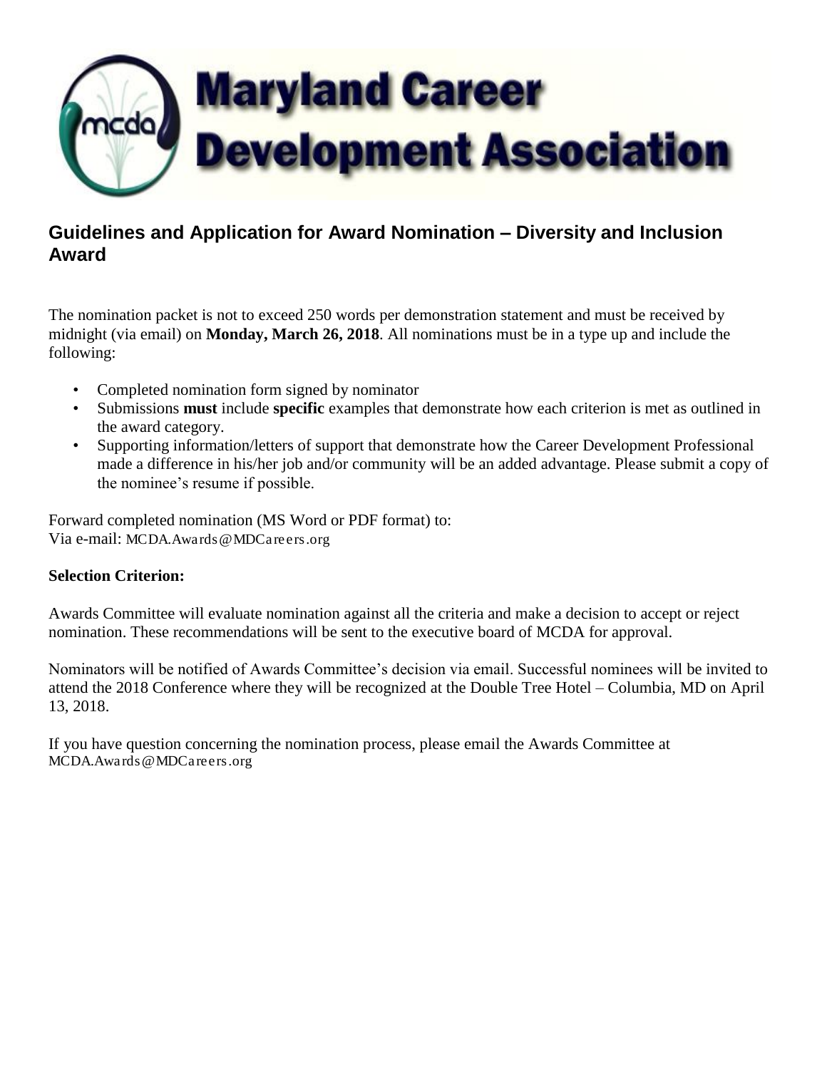# Maryland Career Development Association

## Guidelines and Application for Award Nomination – Diversity and Inclusion Award

The nomination packet is not to exceed 250 words per demonstration statement and must be received by midnight (via email) on **Monday, March 26, 2018**. All nominations must be in a type up and include the following:

- Completed nomination form signed by nominator
- Submissions **must** include **specific** examples that demonstrate how each criterion is met as outlined in the award category.
- Supporting information/letters of support that demonstrate how the Career Development Professional made a difference in his/her job and/or community will be an added advantage. Please submit a copy of the nominee's resume if possible.

Forward completed nomination (MS Word or PDF format) to:
Via e-mail: MCDA.Awards@MDCareers.org

**Selection Criterion:**

Awards Committee will evaluate nomination against all the criteria and make a decision to accept or reject nomination. These recommendations will be sent to the executive board of MCDA for approval.

Nominators will be notified of Awards Committee's decision via email. Successful nominees will be invited to attend the 2018 Conference where they will be recognized at the Double Tree Hotel – Columbia, MD on April 13, 2018.

If you have question concerning the nomination process, please email the Awards Committee at MCDA.Awards@MDCareers.org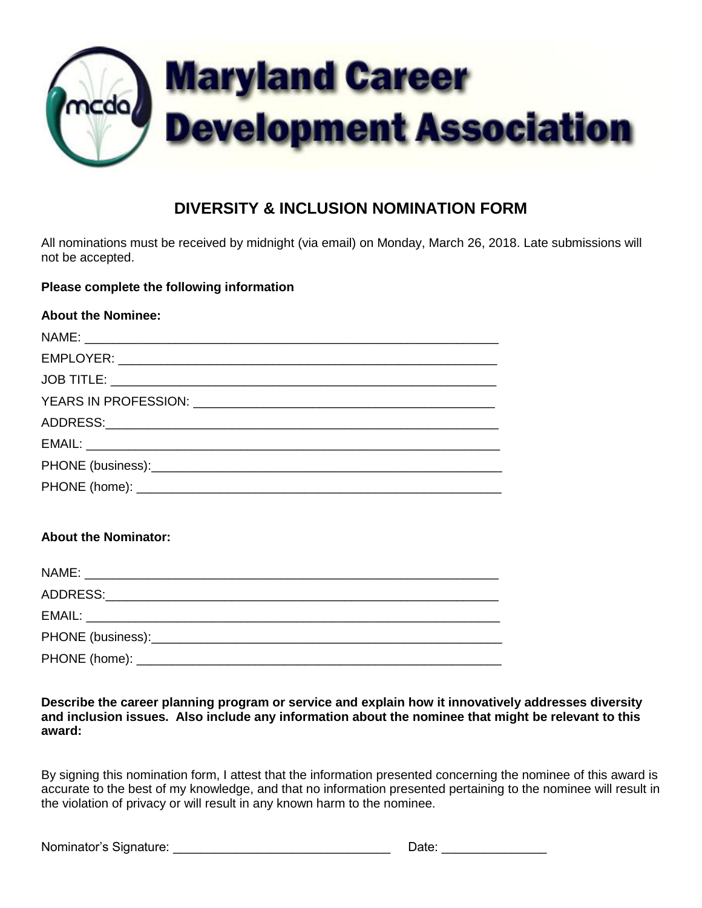Maryland Career Development Association

# DIVERSITY & INCLUSION NOMINATION FORM

All nominations must be received by midnight (via email) on Monday, March 26, 2018. Late submissions will not be accepted.

**Please complete the following information**

**About the Nominee:**

NAME: ____________________________________________________________

EMPLOYER: _______________________________________________________

JOB TITLE: _______________________________________________________

YEARS IN PROFESSION: ____________________________________________

ADDRESS:__________________________________________________________

EMAIL: ____________________________________________________________

PHONE (business):___________________________________________________

PHONE (home): _____________________________________________________

**About the Nominator:**

NAME: ____________________________________________________________

ADDRESS:__________________________________________________________

EMAIL: ____________________________________________________________

PHONE (business):___________________________________________________

PHONE (home): _____________________________________________________

**Describe the career planning program or service and explain how it innovatively addresses diversity and inclusion issues. Also include any information about the nominee that might be relevant to this award:**

By signing this nomination form, I attest that the information presented concerning the nominee of this award is accurate to the best of my knowledge, and that no information presented pertaining to the nominee will result in the violation of privacy or will result in any known harm to the nominee.

Nominator's Signature: _______________________________ Date: _______________